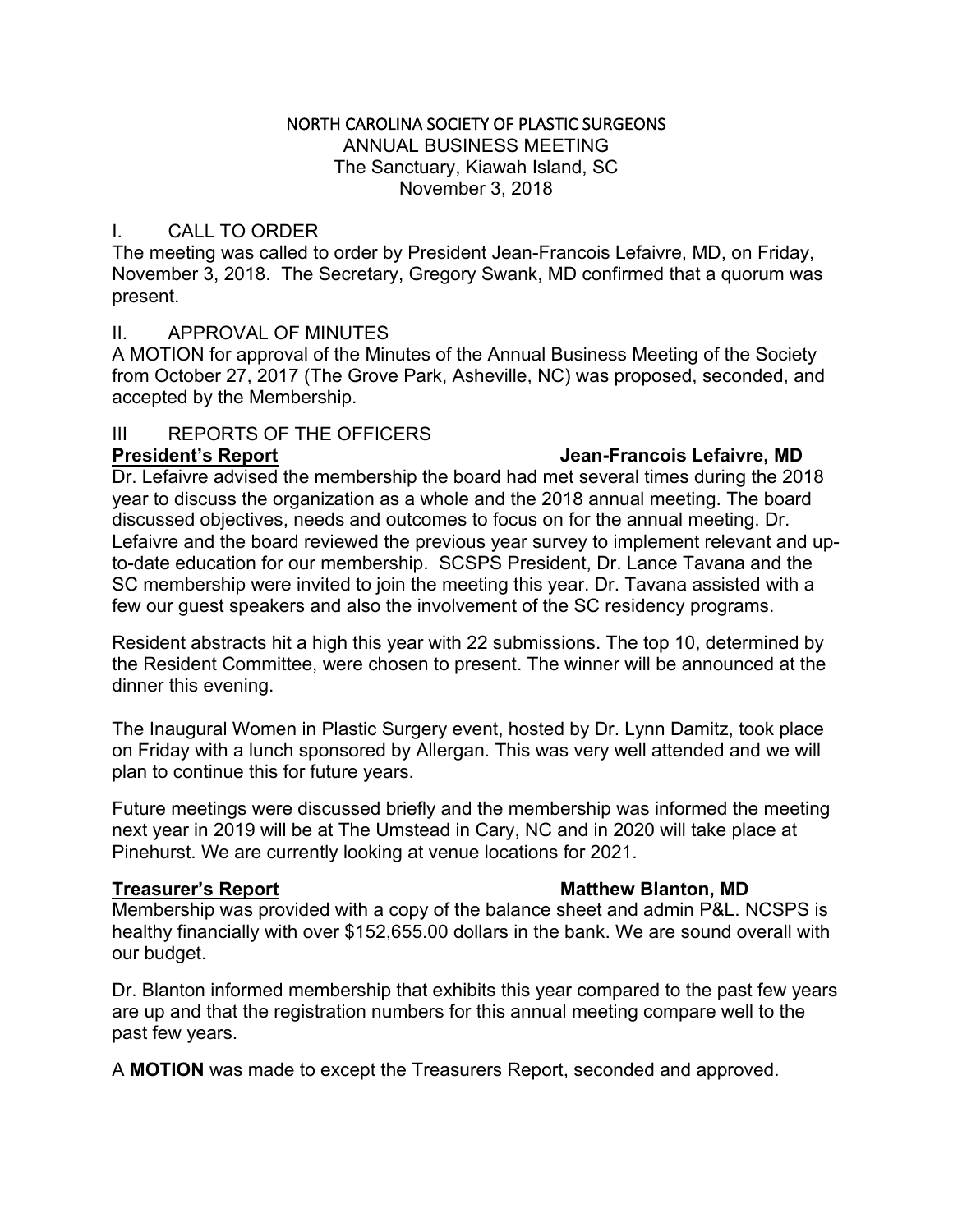# NORTH CAROLINA SOCIETY OF PLASTIC SURGEONS

ANNUAL BUSINESS MEETING
The Sanctuary, Kiawah Island, SC
November 3, 2018

## I. CALL TO ORDER

The meeting was called to order by President Jean-Francois Lefaivre, MD, on Friday, November 3, 2018. The Secretary, Gregory Swank, MD confirmed that a quorum was present.

## II. APPROVAL OF MINUTES

A MOTION for approval of the Minutes of the Annual Business Meeting of the Society from October 27, 2017 (The Grove Park, Asheville, NC) was proposed, seconded, and accepted by the Membership.

## III REPORTS OF THE OFFICERS

**President's Report** **Jean-Francois Lefaivre, MD**

Dr. Lefaivre advised the membership the board had met several times during the 2018 year to discuss the organization as a whole and the 2018 annual meeting. The board discussed objectives, needs and outcomes to focus on for the annual meeting. Dr. Lefaivre and the board reviewed the previous year survey to implement relevant and up-to-date education for our membership. SCSPS President, Dr. Lance Tavana and the SC membership were invited to join the meeting this year. Dr. Tavana assisted with a few our guest speakers and also the involvement of the SC residency programs.

Resident abstracts hit a high this year with 22 submissions. The top 10, determined by the Resident Committee, were chosen to present. The winner will be announced at the dinner this evening.

The Inaugural Women in Plastic Surgery event, hosted by Dr. Lynn Damitz, took place on Friday with a lunch sponsored by Allergan. This was very well attended and we will plan to continue this for future years.

Future meetings were discussed briefly and the membership was informed the meeting next year in 2019 will be at The Umstead in Cary, NC and in 2020 will take place at Pinehurst. We are currently looking at venue locations for 2021.

**Treasurer's Report** **Matthew Blanton, MD**

Membership was provided with a copy of the balance sheet and admin P&L. NCSPS is healthy financially with over $152,655.00 dollars in the bank. We are sound overall with our budget.

Dr. Blanton informed membership that exhibits this year compared to the past few years are up and that the registration numbers for this annual meeting compare well to the past few years.

A **MOTION** was made to except the Treasurers Report, seconded and approved.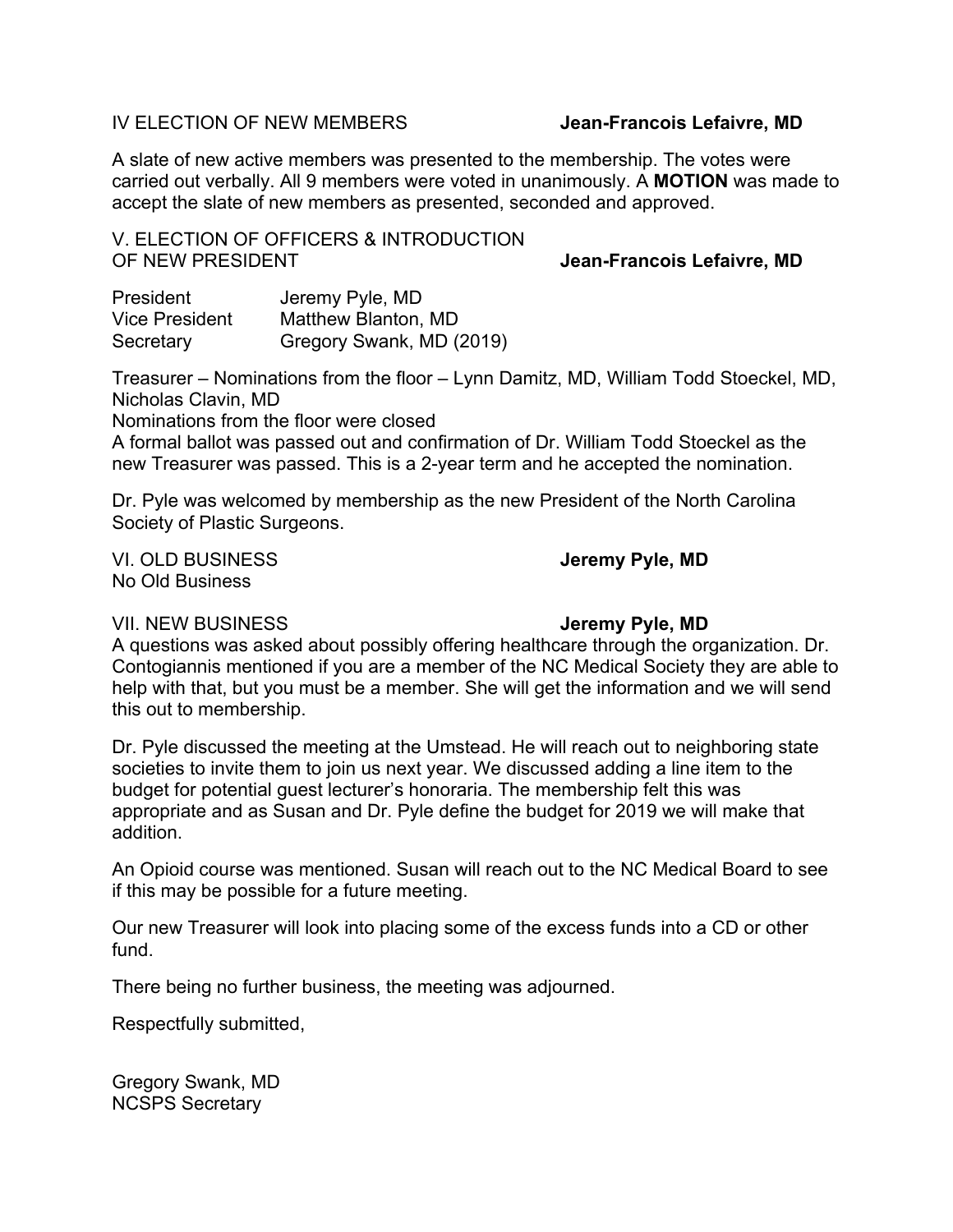## IV ELECTION OF NEW MEMBERS — **Jean-Francois Lefaivre, MD**

A slate of new active members was presented to the membership. The votes were carried out verbally. All 9 members were voted in unanimously. A **MOTION** was made to accept the slate of new members as presented, seconded and approved.

## V. ELECTION OF OFFICERS & INTRODUCTION OF NEW PRESIDENT — **Jean-Francois Lefaivre, MD**

| | |
|---|---|
| President | Jeremy Pyle, MD |
| Vice President | Matthew Blanton, MD |
| Secretary | Gregory Swank, MD (2019) |

Treasurer – Nominations from the floor – Lynn Damitz, MD, William Todd Stoeckel, MD, Nicholas Clavin, MD
Nominations from the floor were closed
A formal ballot was passed out and confirmation of Dr. William Todd Stoeckel as the new Treasurer was passed. This is a 2-year term and he accepted the nomination.

Dr. Pyle was welcomed by membership as the new President of the North Carolina Society of Plastic Surgeons.

## VI. OLD BUSINESS — **Jeremy Pyle, MD**

No Old Business

## VII. NEW BUSINESS — **Jeremy Pyle, MD**

A questions was asked about possibly offering healthcare through the organization. Dr. Contogiannis mentioned if you are a member of the NC Medical Society they are able to help with that, but you must be a member. She will get the information and we will send this out to membership.

Dr. Pyle discussed the meeting at the Umstead. He will reach out to neighboring state societies to invite them to join us next year. We discussed adding a line item to the budget for potential guest lecturer's honoraria. The membership felt this was appropriate and as Susan and Dr. Pyle define the budget for 2019 we will make that addition.

An Opioid course was mentioned. Susan will reach out to the NC Medical Board to see if this may be possible for a future meeting.

Our new Treasurer will look into placing some of the excess funds into a CD or other fund.

There being no further business, the meeting was adjourned.

Respectfully submitted,

Gregory Swank, MD
NCSPS Secretary